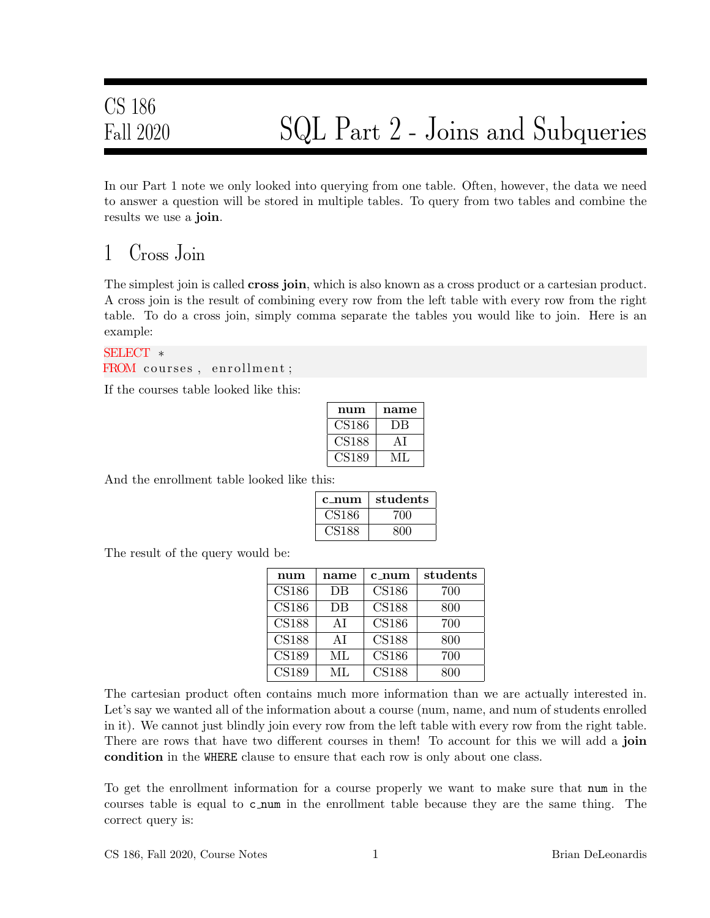CS 186
Fall 2020

# SQL Part 2 - Joins and Subqueries

In our Part 1 note we only looked into querying from one table. Often, however, the data we need to answer a question will be stored in multiple tables. To query from two tables and combine the results we use a **join**.

## 1 Cross Join

The simplest join is called **cross join**, which is also known as a cross product or a cartesian product. A cross join is the result of combining every row from the left table with every row from the right table. To do a cross join, simply comma separate the tables you would like to join. Here is an example:

```
SELECT *
FROM courses, enrollment;
```

If the courses table looked like this:

| num | name |
|---|---|
| CS186 | DB |
| CS188 | AI |
| CS189 | ML |

And the enrollment table looked like this:

| c_num | students |
|---|---|
| CS186 | 700 |
| CS188 | 800 |

The result of the query would be:

| num | name | c_num | students |
|---|---|---|---|
| CS186 | DB | CS186 | 700 |
| CS186 | DB | CS188 | 800 |
| CS188 | AI | CS186 | 700 |
| CS188 | AI | CS188 | 800 |
| CS189 | ML | CS186 | 700 |
| CS189 | ML | CS188 | 800 |

The cartesian product often contains much more information than we are actually interested in. Let's say we wanted all of the information about a course (num, name, and num of students enrolled in it). We cannot just blindly join every row from the left table with every row from the right table. There are rows that have two different courses in them! To account for this we will add a **join condition** in the `WHERE` clause to ensure that each row is only about one class.

To get the enrollment information for a course properly we want to make sure that `num` in the courses table is equal to `c_num` in the enrollment table because they are the same thing. The correct query is: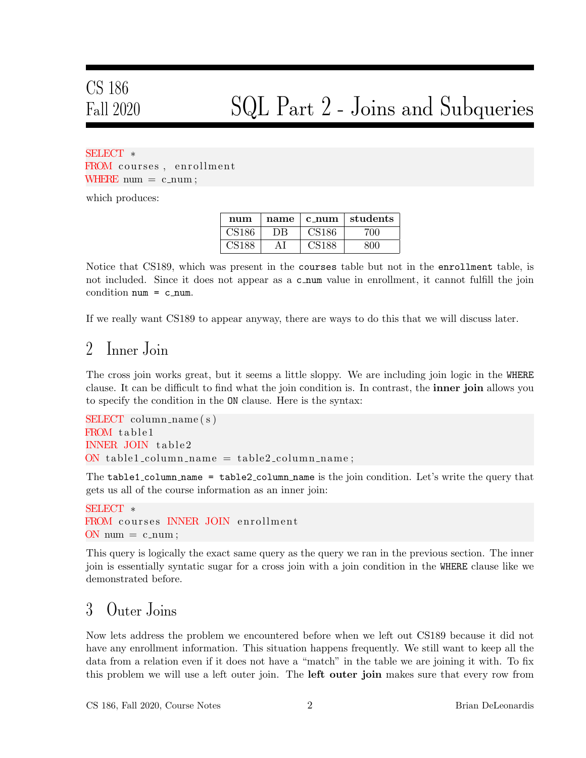```sql
SELECT *
FROM courses, enrollment
WHERE num = c_num;
```

which produces:

| num | name | c_num | students |
|---|---|---|---|
| CS186 | DB | CS186 | 700 |
| CS188 | AI | CS188 | 800 |

Notice that CS189, which was present in the `courses` table but not in the `enrollment` table, is not included. Since it does not appear as a `c_num` value in enrollment, it cannot fulfill the join condition `num = c_num`.

If we really want CS189 to appear anyway, there are ways to do this that we will discuss later.

## 2 Inner Join

The cross join works great, but it seems a little sloppy. We are including join logic in the `WHERE` clause. It can be difficult to find what the join condition is. In contrast, the **inner join** allows you to specify the condition in the `ON` clause. Here is the syntax:

```sql
SELECT column_name(s)
FROM table1
INNER JOIN table2
ON table1_column_name = table2_column_name;
```

The `table1_column_name = table2_column_name` is the join condition. Let's write the query that gets us all of the course information as an inner join:

```sql
SELECT *
FROM courses INNER JOIN enrollment
ON num = c_num;
```

This query is logically the exact same query as the query we ran in the previous section. The inner join is essentially syntatic sugar for a cross join with a join condition in the `WHERE` clause like we demonstrated before.

## 3 Outer Joins

Now lets address the problem we encountered before when we left out CS189 because it did not have any enrollment information. This situation happens frequently. We still want to keep all the data from a relation even if it does not have a "match" in the table we are joining it with. To fix this problem we will use a left outer join. The **left outer join** makes sure that every row from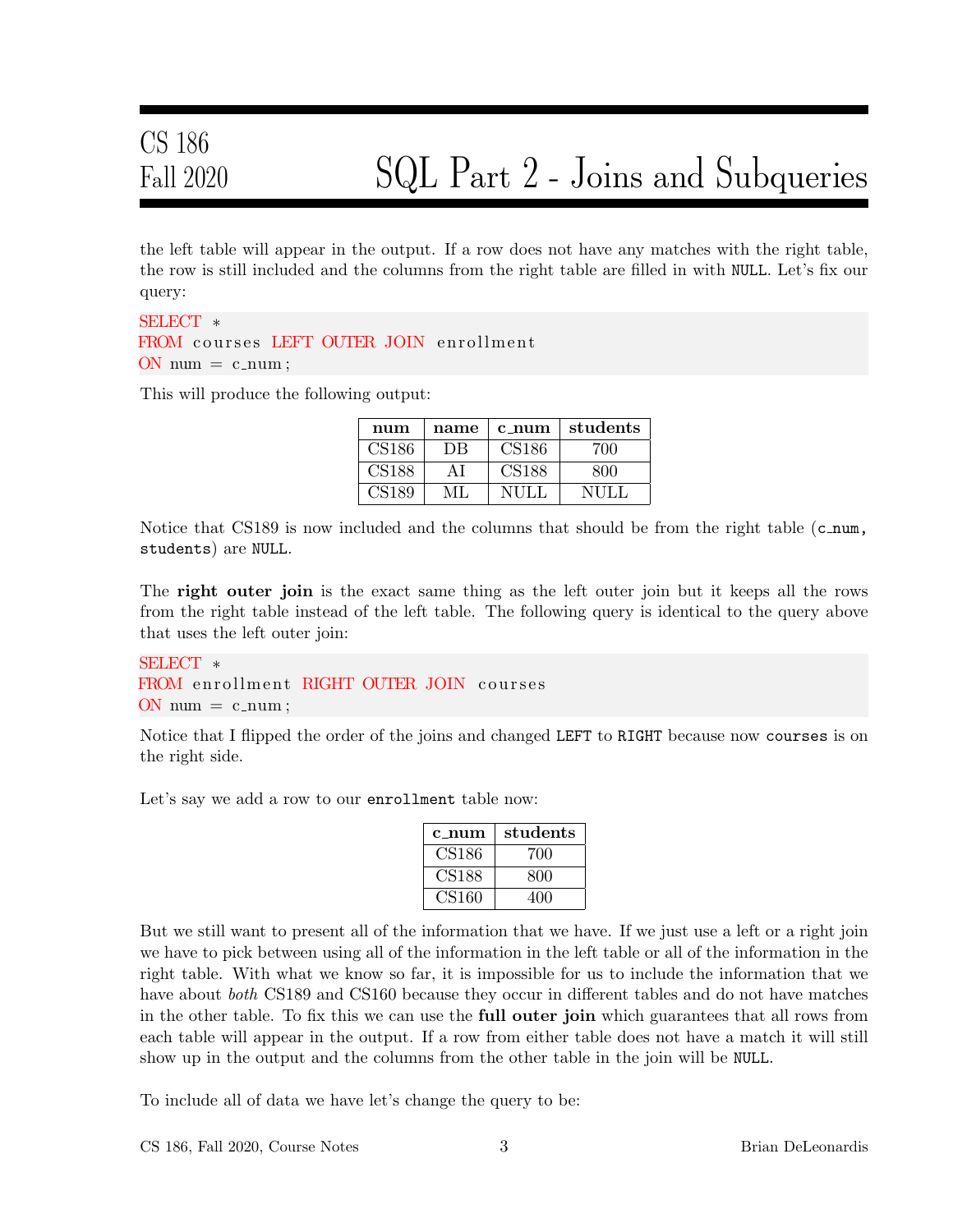the left table will appear in the output. If a row does not have any matches with the right table, the row is still included and the columns from the right table are filled in with `NULL`. Let's fix our query:

```
SELECT *
FROM courses LEFT OUTER JOIN enrollment
ON num = c_num;
```

This will produce the following output:

| num | name | c_num | students |
|---|---|---|---|
| CS186 | DB | CS186 | 700 |
| CS188 | AI | CS188 | 800 |
| CS189 | ML | NULL | NULL |

Notice that CS189 is now included and the columns that should be from the right table (`c_num, students`) are `NULL`.

The **right outer join** is the exact same thing as the left outer join but it keeps all the rows from the right table instead of the left table. The following query is identical to the query above that uses the left outer join:

```
SELECT *
FROM enrollment RIGHT OUTER JOIN courses
ON num = c_num;
```

Notice that I flipped the order of the joins and changed `LEFT` to `RIGHT` because now `courses` is on the right side.

Let's say we add a row to our `enrollment` table now:

| c_num | students |
|---|---|
| CS186 | 700 |
| CS188 | 800 |
| CS160 | 400 |

But we still want to present all of the information that we have. If we just use a left or a right join we have to pick between using all of the information in the left table or all of the information in the right table. With what we know so far, it is impossible for us to include the information that we have about *both* CS189 and CS160 because they occur in different tables and do not have matches in the other table. To fix this we can use the **full outer join** which guarantees that all rows from each table will appear in the output. If a row from either table does not have a match it will still show up in the output and the columns from the other table in the join will be `NULL`.

To include all of data we have let's change the query to be: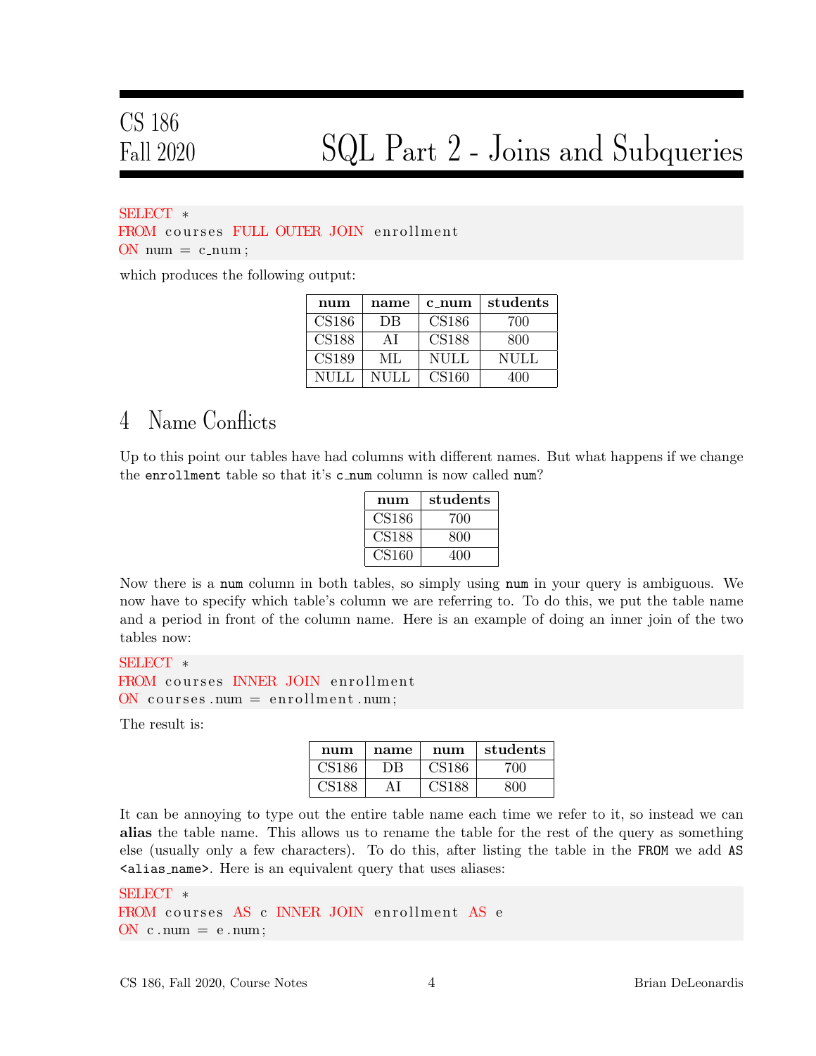```sql
SELECT *
FROM courses FULL OUTER JOIN enrollment
ON num = c_num;
```

which produces the following output:

| num | name | c_num | students |
|---|---|---|---|
| CS186 | DB | CS186 | 700 |
| CS188 | AI | CS188 | 800 |
| CS189 | ML | NULL | NULL |
| NULL | NULL | CS160 | 400 |

## 4 Name Conflicts

Up to this point our tables have had columns with different names. But what happens if we change the `enrollment` table so that it's `c_num` column is now called `num`?

| num | students |
|---|---|
| CS186 | 700 |
| CS188 | 800 |
| CS160 | 400 |

Now there is a `num` column in both tables, so simply using `num` in your query is ambiguous. We now have to specify which table's column we are referring to. To do this, we put the table name and a period in front of the column name. Here is an example of doing an inner join of the two tables now:

```sql
SELECT *
FROM courses INNER JOIN enrollment
ON courses.num = enrollment.num;
```

The result is:

| num | name | num | students |
|---|---|---|---|
| CS186 | DB | CS186 | 700 |
| CS188 | AI | CS188 | 800 |

It can be annoying to type out the entire table name each time we refer to it, so instead we can **alias** the table name. This allows us to rename the table for the rest of the query as something else (usually only a few characters). To do this, after listing the table in the `FROM` we add `AS <alias_name>`. Here is an equivalent query that uses aliases:

```sql
SELECT *
FROM courses AS c INNER JOIN enrollment AS e
ON c.num = e.num;
```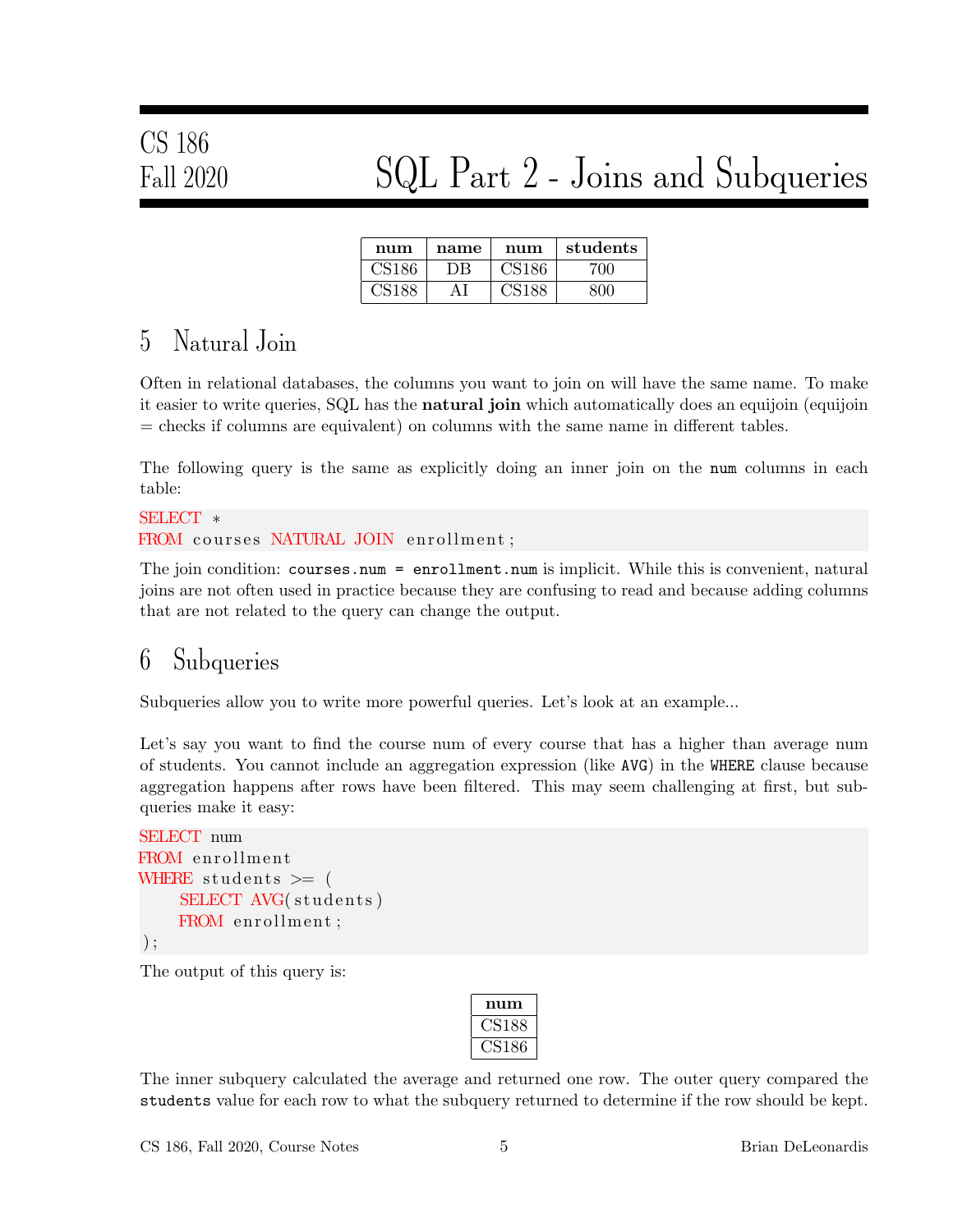| num | name | num | students |
|---|---|---|---|
| CS186 | DB | CS186 | 700 |
| CS188 | AI | CS188 | 800 |

## 5 Natural Join

Often in relational databases, the columns you want to join on will have the same name. To make it easier to write queries, SQL has the **natural join** which automatically does an equijoin (equijoin = checks if columns are equivalent) on columns with the same name in different tables.

The following query is the same as explicitly doing an inner join on the `num` columns in each table:

```
SELECT *
FROM courses NATURAL JOIN enrollment;
```

The join condition: `courses.num = enrollment.num` is implicit. While this is convenient, natural joins are not often used in practice because they are confusing to read and because adding columns that are not related to the query can change the output.

## 6 Subqueries

Subqueries allow you to write more powerful queries. Let's look at an example...

Let's say you want to find the course num of every course that has a higher than average num of students. You cannot include an aggregation expression (like `AVG`) in the `WHERE` clause because aggregation happens after rows have been filtered. This may seem challenging at first, but subqueries make it easy:

```
SELECT num
FROM enrollment
WHERE students >= (
    SELECT AVG(students)
    FROM enrollment;
);
```

The output of this query is:

| num |
|---|
| CS188 |
| CS186 |

The inner subquery calculated the average and returned one row. The outer query compared the `students` value for each row to what the subquery returned to determine if the row should be kept.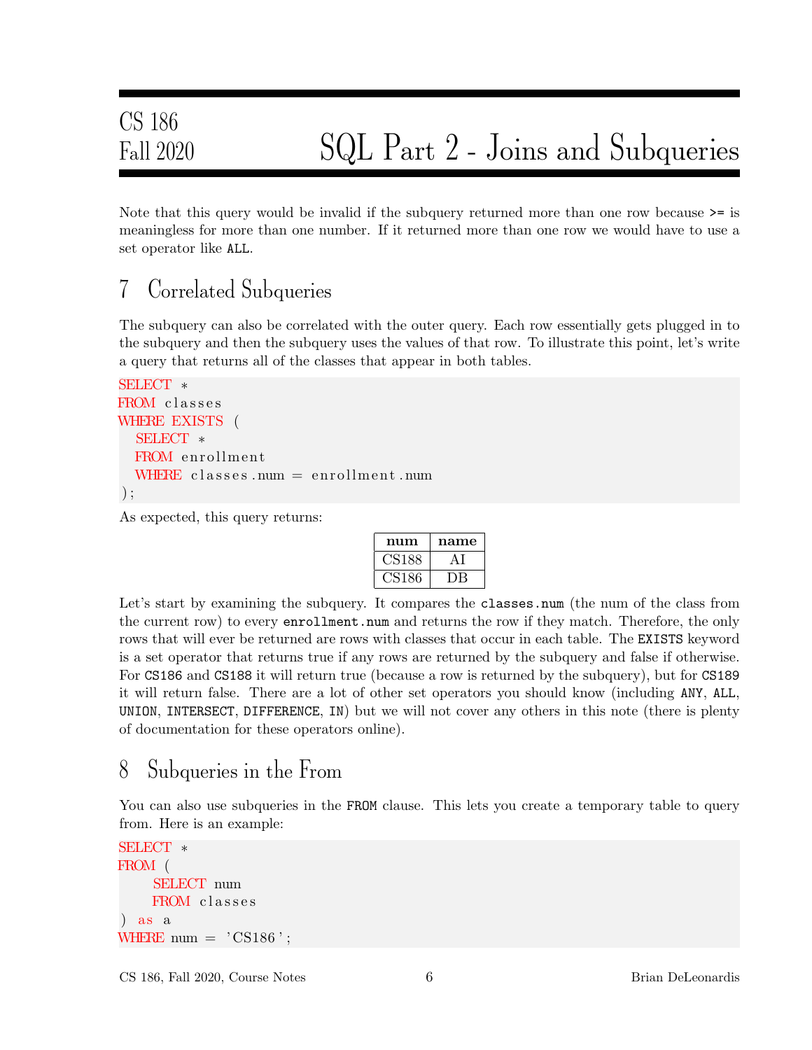Note that this query would be invalid if the subquery returned more than one row because `>=` is meaningless for more than one number. If it returned more than one row we would have to use a set operator like `ALL`.

## 7 Correlated Subqueries

The subquery can also be correlated with the outer query. Each row essentially gets plugged in to the subquery and then the subquery uses the values of that row. To illustrate this point, let's write a query that returns all of the classes that appear in both tables.

```
SELECT *
FROM classes
WHERE EXISTS (
  SELECT *
  FROM enrollment
  WHERE classes.num = enrollment.num
);
```

As expected, this query returns:

| num | name |
|---|---|
| CS188 | AI |
| CS186 | DB |

Let's start by examining the subquery. It compares the `classes.num` (the num of the class from the current row) to every `enrollment.num` and returns the row if they match. Therefore, the only rows that will ever be returned are rows with classes that occur in each table. The `EXISTS` keyword is a set operator that returns true if any rows are returned by the subquery and false if otherwise. For `CS186` and `CS188` it will return true (because a row is returned by the subquery), but for `CS189` it will return false. There are a lot of other set operators you should know (including `ANY`, `ALL`, `UNION`, `INTERSECT`, `DIFFERENCE`, `IN`) but we will not cover any others in this note (there is plenty of documentation for these operators online).

## 8 Subqueries in the From

You can also use subqueries in the `FROM` clause. This lets you create a temporary table to query from. Here is an example:

```
SELECT *
FROM (
    SELECT num
    FROM classes
) as a
WHERE num = 'CS186';
```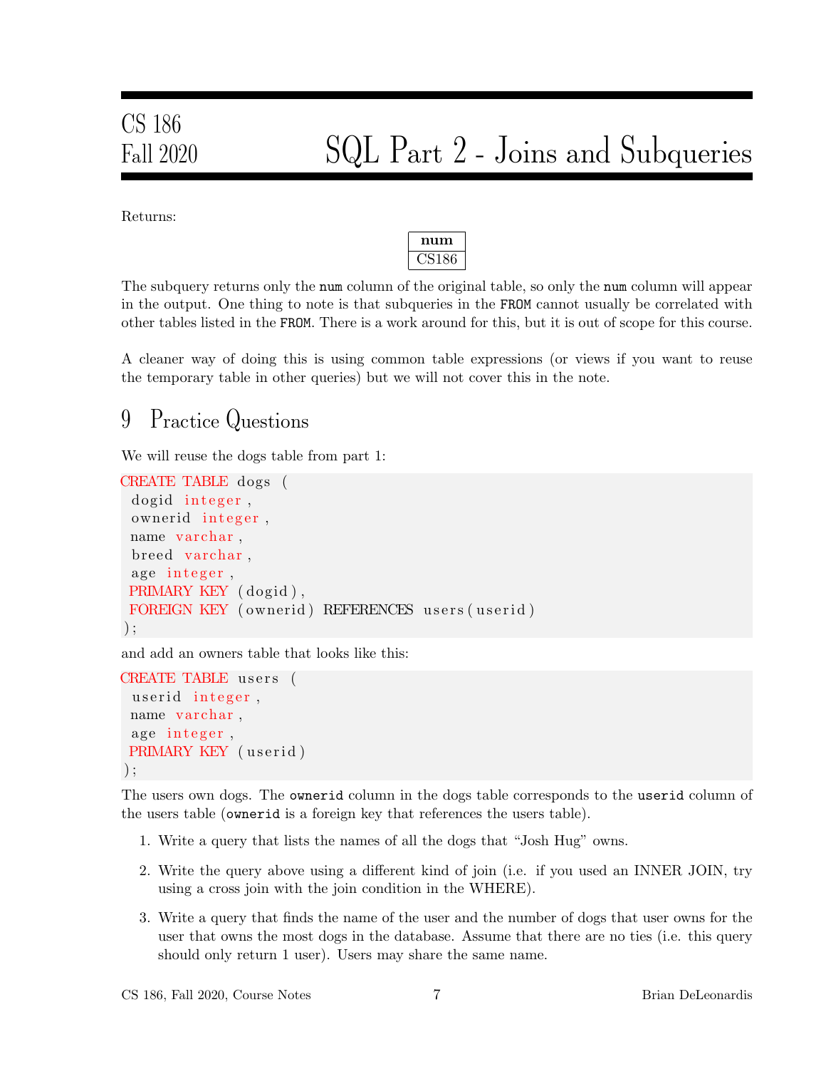Returns:

| num |
| --- |
| CS186 |

The subquery returns only the `num` column of the original table, so only the `num` column will appear in the output. One thing to note is that subqueries in the `FROM` cannot usually be correlated with other tables listed in the `FROM`. There is a work around for this, but it is out of scope for this course.

A cleaner way of doing this is using common table expressions (or views if you want to reuse the temporary table in other queries) but we will not cover this in the note.

## 9 Practice Questions

We will reuse the dogs table from part 1:

```
CREATE TABLE dogs (
 dogid integer,
 ownerid integer,
 name varchar,
 breed varchar,
 age integer,
 PRIMARY KEY (dogid),
 FOREIGN KEY (ownerid) REFERENCES users(userid)
);
```

and add an owners table that looks like this:

```
CREATE TABLE users (
 userid integer,
 name varchar,
 age integer,
 PRIMARY KEY (userid)
);
```

The users own dogs. The `ownerid` column in the dogs table corresponds to the `userid` column of the users table (`ownerid` is a foreign key that references the users table).

1. Write a query that lists the names of all the dogs that "Josh Hug" owns.
2. Write the query above using a different kind of join (i.e. if you used an INNER JOIN, try using a cross join with the join condition in the WHERE).
3. Write a query that finds the name of the user and the number of dogs that user owns for the user that owns the most dogs in the database. Assume that there are no ties (i.e. this query should only return 1 user). Users may share the same name.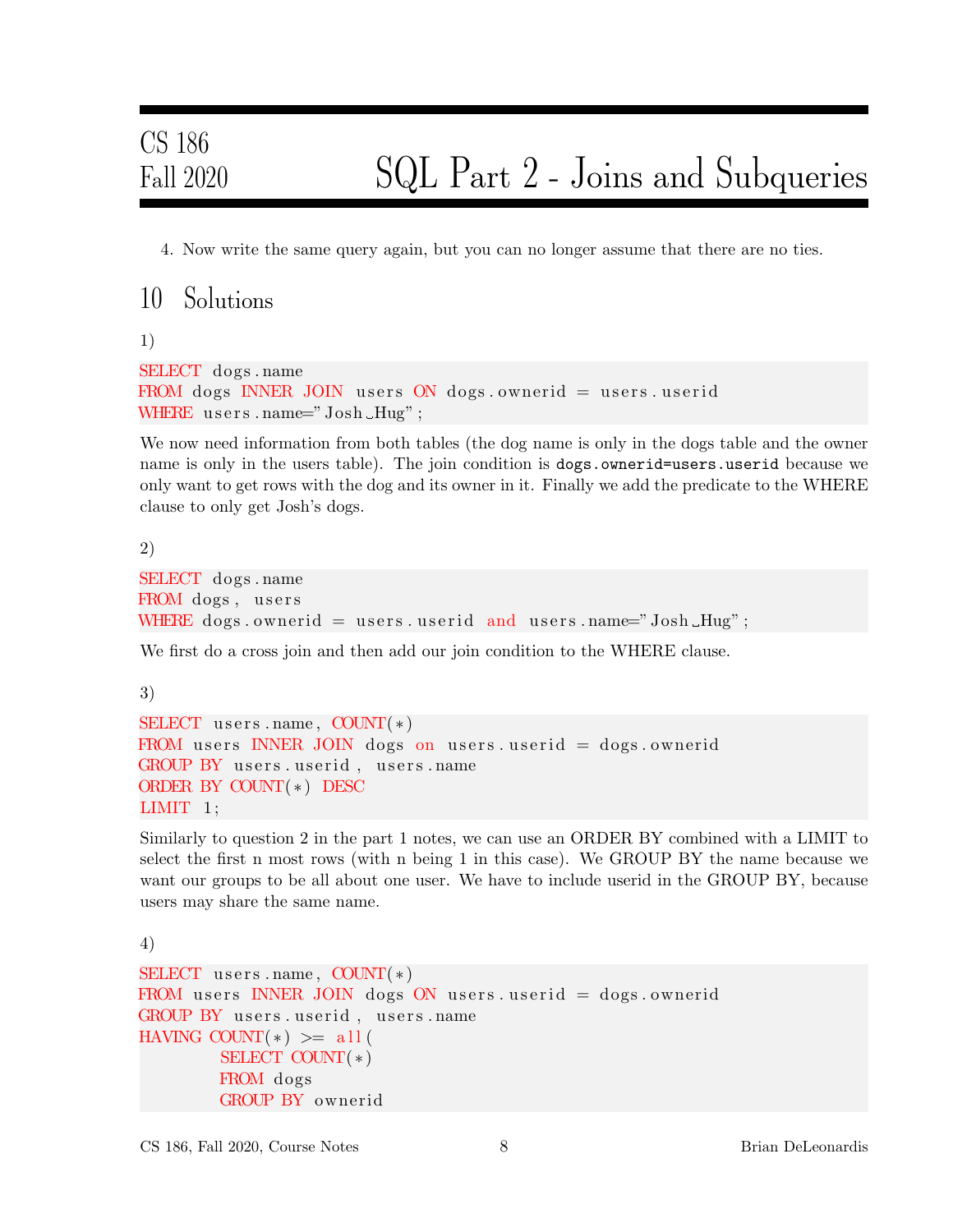4. Now write the same query again, but you can no longer assume that there are no ties.

## 10 Solutions

1)

```
SELECT dogs.name
FROM dogs INNER JOIN users ON dogs.ownerid = users.userid
WHERE users.name="Josh Hug";
```

We now need information from both tables (the dog name is only in the dogs table and the owner name is only in the users table). The join condition is `dogs.ownerid=users.userid` because we only want to get rows with the dog and its owner in it. Finally we add the predicate to the WHERE clause to only get Josh's dogs.

2)

```
SELECT dogs.name
FROM dogs, users
WHERE dogs.ownerid = users.userid and users.name="Josh Hug";
```

We first do a cross join and then add our join condition to the WHERE clause.

3)

```
SELECT users.name, COUNT(*)
FROM users INNER JOIN dogs on users.userid = dogs.ownerid
GROUP BY users.userid, users.name
ORDER BY COUNT(*) DESC
LIMIT 1;
```

Similarly to question 2 in the part 1 notes, we can use an ORDER BY combined with a LIMIT to select the first n most rows (with n being 1 in this case). We GROUP BY the name because we want our groups to be all about one user. We have to include userid in the GROUP BY, because users may share the same name.

4)

```
SELECT users.name, COUNT(*)
FROM users INNER JOIN dogs ON users.userid = dogs.ownerid
GROUP BY users.userid, users.name
HAVING COUNT(*) >= all(
        SELECT COUNT(*)
        FROM dogs
        GROUP BY ownerid
```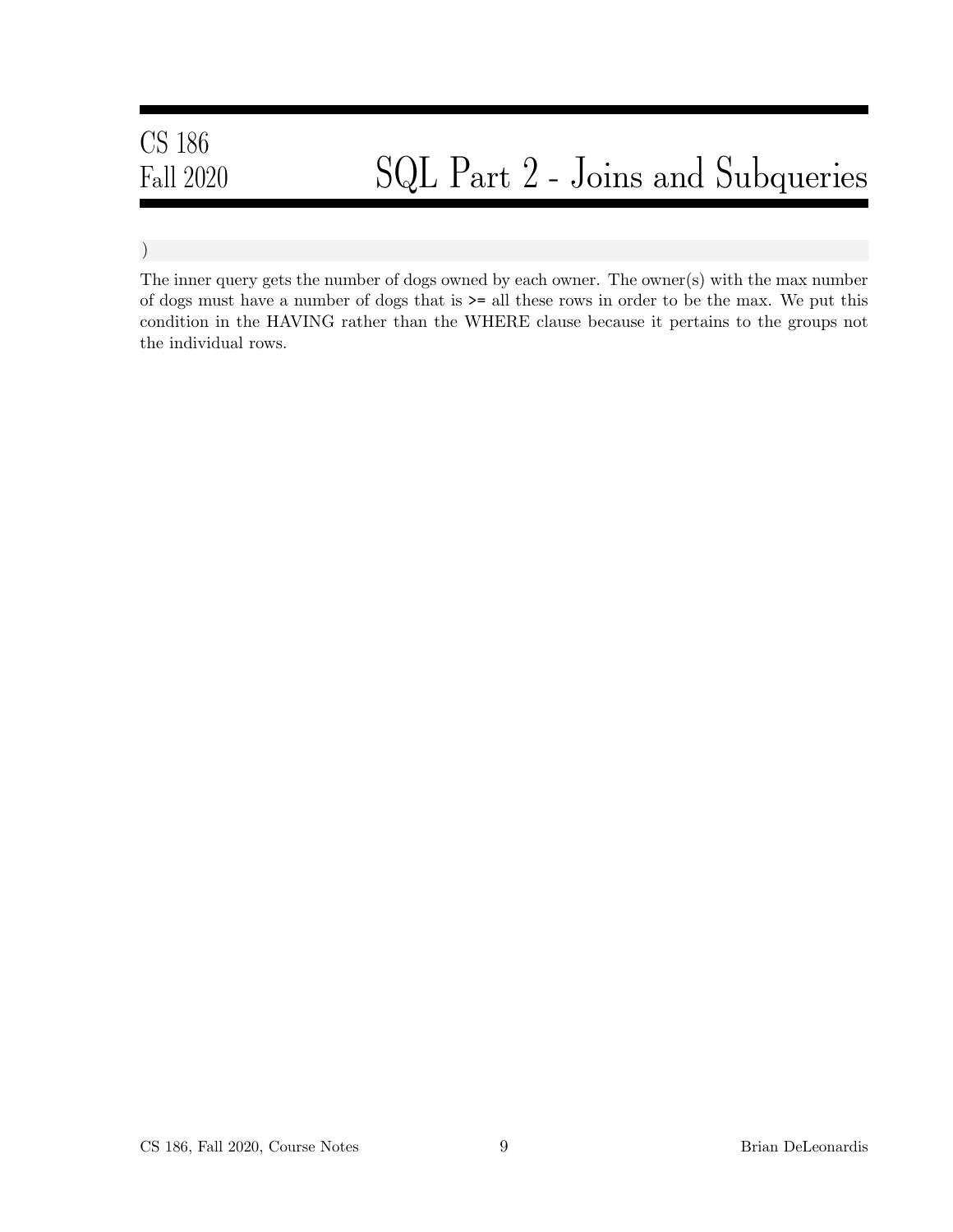```
)
```

The inner query gets the number of dogs owned by each owner. The owner(s) with the max number of dogs must have a number of dogs that is `>=` all these rows in order to be the max. We put this condition in the HAVING rather than the WHERE clause because it pertains to the groups not the individual rows.